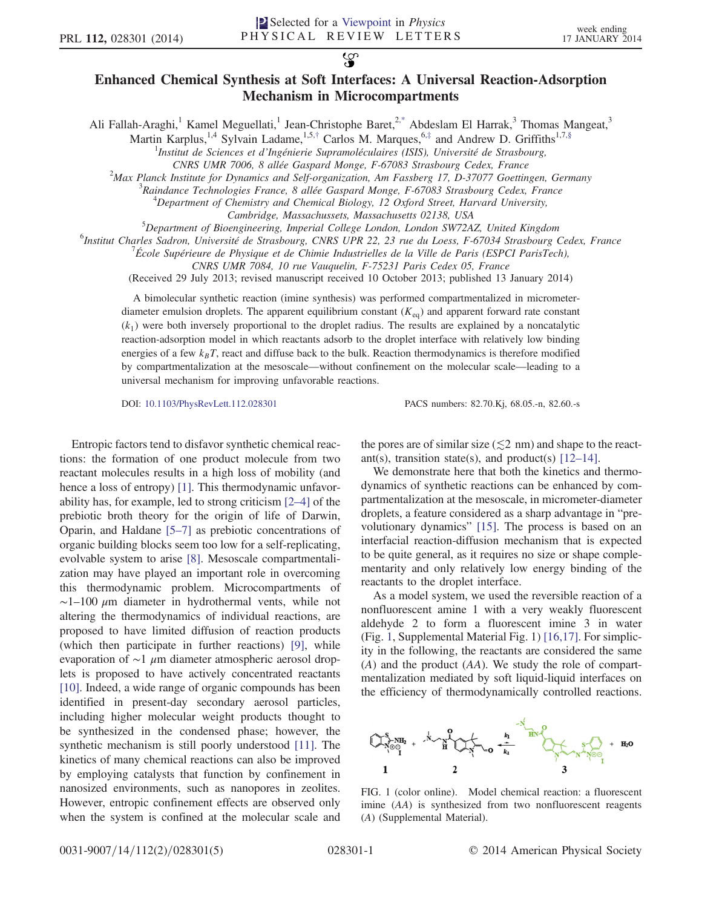Selected for a Viewpoint in *Physics*

# Enhanced Chemical Synthesis at Soft Interfaces: A Universal Reaction-Adsorption Mechanism in Microcompartments

Ali Fallah-Araghi,[1] Kamel Meguellati,[1] Jean-Christophe Baret,[2,*] Abdeslam El Harrak,[3] Thomas Mangeat,[3] Martin Karplus,[1,4] Sylvain Ladame,[1,5,†] Carlos M. Marques,[6,‡] and Andrew D. Griffiths[1,7,§]

[1]*Institut de Sciences et d'Ingénierie Supramoléculaires (ISIS), Université de Strasbourg, CNRS UMR 7006, 8 allée Gaspard Monge, F-67083 Strasbourg Cedex, France*

[2]*Max Planck Institute for Dynamics and Self-organization, Am Fassberg 17, D-37077 Goettingen, Germany*

[3]*Raindance Technologies France, 8 allée Gaspard Monge, F-67083 Strasbourg Cedex, France*

[4]*Department of Chemistry and Chemical Biology, 12 Oxford Street, Harvard University, Cambridge, Massachussets, Massachusetts 02138, USA*

[5]*Department of Bioengineering, Imperial College London, London SW72AZ, United Kingdom*

[6]*Institut Charles Sadron, Université de Strasbourg, CNRS UPR 22, 23 rue du Loess, F-67034 Strasbourg Cedex, France*

[7]*École Supérieure de Physique et de Chimie Industrielles de la Ville de Paris (ESPCI ParisTech), CNRS UMR 7084, 10 rue Vauquelin, F-75231 Paris Cedex 05, France*

(Received 29 July 2013; revised manuscript received 10 October 2013; published 13 January 2014)

A bimolecular synthetic reaction (imine synthesis) was performed compartmentalized in micrometer-diameter emulsion droplets. The apparent equilibrium constant ($K_{eq}$) and apparent forward rate constant ($k_1$) were both inversely proportional to the droplet radius. The results are explained by a noncatalytic reaction-adsorption model in which reactants adsorb to the droplet interface with relatively low binding energies of a few $k_BT$, react and diffuse back to the bulk. Reaction thermodynamics is therefore modified by compartmentalization at the mesoscale—without confinement on the molecular scale—leading to a universal mechanism for improving unfavorable reactions.

DOI: 10.1103/PhysRevLett.112.028301 PACS numbers: 82.70.Kj, 68.05.-n, 82.60.-s

Entropic factors tend to disfavor synthetic chemical reactions: the formation of one product molecule from two reactant molecules results in a high loss of mobility (and hence a loss of entropy) [1]. This thermodynamic unfavorability has, for example, led to strong criticism [2–4] of the prebiotic broth theory for the origin of life of Darwin, Oparin, and Haldane [5–7] as prebiotic concentrations of organic building blocks seem too low for a self-replicating, evolvable system to arise [8]. Mesoscale compartmentalization may have played an important role in overcoming this thermodynamic problem. Microcompartments of ~1–100 $\mu$m diameter in hydrothermal vents, while not altering the thermodynamics of individual reactions, are proposed to have limited diffusion of reaction products (which then participate in further reactions) [9], while evaporation of ~1 $\mu$m diameter atmospheric aerosol droplets is proposed to have actively concentrated reactants [10]. Indeed, a wide range of organic compounds has been identified in present-day secondary aerosol particles, including higher molecular weight products thought to be synthesized in the condensed phase; however, the synthetic mechanism is still poorly understood [11]. The kinetics of many chemical reactions can also be improved by employing catalysts that function by confinement in nanosized environments, such as nanopores in zeolites. However, entropic confinement effects are observed only when the system is confined at the molecular scale and the pores are of similar size ($\lesssim$2 nm) and shape to the reactant(s), transition state(s), and product(s) [12–14].

We demonstrate here that both the kinetics and thermodynamics of synthetic reactions can be enhanced by compartmentalization at the mesoscale, in micrometer-diameter droplets, a feature considered as a sharp advantage in "prevolutionary dynamics" [15]. The process is based on an interfacial reaction-diffusion mechanism that is expected to be quite general, as it requires no size or shape complementarity and only relatively low energy binding of the reactants to the droplet interface.

As a model system, we used the reversible reaction of a nonfluorescent amine 1 with a very weakly fluorescent aldehyde 2 to form a fluorescent imine 3 in water (Fig. 1, Supplemental Material Fig. 1) [16,17]. For simplicity in the following, the reactants are considered the same ($A$) and the product ($AA$). We study the role of compartmentalization mediated by soft liquid-liquid interfaces on the efficiency of thermodynamically controlled reactions.

FIG. 1 (color online). Model chemical reaction: a fluorescent imine ($AA$) is synthesized from two nonfluorescent reagents ($A$) (Supplemental Material).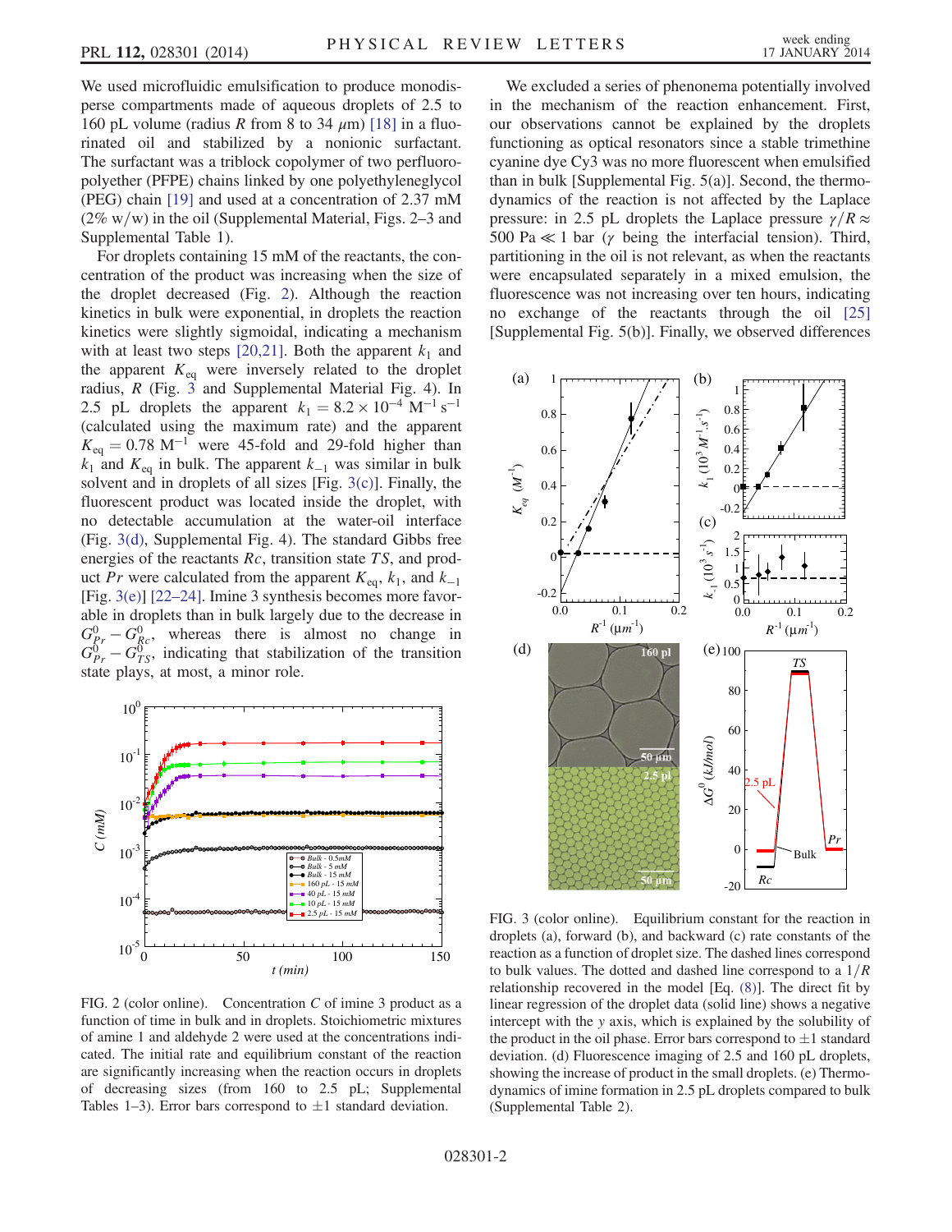We used microfluidic emulsification to produce monodisperse compartments made of aqueous droplets of 2.5 to 160 pL volume (radius $R$ from 8 to 34 $\mu$m) [18] in a fluorinated oil and stabilized by a nonionic surfactant. The surfactant was a triblock copolymer of two perfluoropolyether (PFPE) chains linked by one polyethyleneglycol (PEG) chain [19] and used at a concentration of 2.37 mM (2% w/w) in the oil (Supplemental Material, Figs. 2–3 and Supplemental Table 1).

For droplets containing 15 mM of the reactants, the concentration of the product was increasing when the size of the droplet decreased (Fig. 2). Although the reaction kinetics in bulk were exponential, in droplets the reaction kinetics were slightly sigmoidal, indicating a mechanism with at least two steps [20,21]. Both the apparent $k_1$ and the apparent $K_{eq}$ were inversely related to the droplet radius, $R$ (Fig. 3 and Supplemental Material Fig. 4). In 2.5 pL droplets the apparent $k_1 = 8.2 \times 10^{-4}\ \mathrm{M^{-1}\ s^{-1}}$ (calculated using the maximum rate) and the apparent $K_{eq} = 0.78\ \mathrm{M^{-1}}$ were 45-fold and 29-fold higher than $k_1$ and $K_{eq}$ in bulk. The apparent $k_{-1}$ was similar in bulk solvent and in droplets of all sizes [Fig. 3(c)]. Finally, the fluorescent product was located inside the droplet, with no detectable accumulation at the water-oil interface (Fig. 3(d), Supplemental Fig. 4). The standard Gibbs free energies of the reactants $Rc$, transition state $TS$, and product $Pr$ were calculated from the apparent $K_{eq}$, $k_1$, and $k_{-1}$ [Fig. 3(e)] [22–24]. Imine 3 synthesis becomes more favorable in droplets than in bulk largely due to the decrease in $G^0_{Pr} - G^0_{Rc}$, whereas there is almost no change in $G^0_{Pr} - G^0_{TS}$, indicating that stabilization of the transition state plays, at most, a minor role.

FIG. 2 (color online). Concentration $C$ of imine 3 product as a function of time in bulk and in droplets. Stoichiometric mixtures of amine 1 and aldehyde 2 were used at the concentrations indicated. The initial rate and equilibrium constant of the reaction are significantly increasing when the reaction occurs in droplets of decreasing sizes (from 160 to 2.5 pL; Supplemental Tables 1–3). Error bars correspond to $\pm 1$ standard deviation.

We excluded a series of phenomena potentially involved in the mechanism of the reaction enhancement. First, our observations cannot be explained by the droplets functioning as optical resonators since a stable trimethine cyanine dye Cy3 was no more fluorescent when emulsified than in bulk [Supplemental Fig. 5(a)]. Second, the thermodynamics of the reaction is not affected by the Laplace pressure: in 2.5 pL droplets the Laplace pressure $\gamma/R \approx 500$ Pa $\ll$ 1 bar ($\gamma$ being the interfacial tension). Third, partitioning in the oil is not relevant, as when the reactants were encapsulated separately in a mixed emulsion, the fluorescence was not increasing over ten hours, indicating no exchange of the reactants through the oil [25] [Supplemental Fig. 5(b)]. Finally, we observed differences

FIG. 3 (color online). Equilibrium constant for the reaction in droplets (a), forward (b), and backward (c) rate constants of the reaction as a function of droplet size. The dashed lines correspond to bulk values. The dotted and dashed line correspond to a $1/R$ relationship recovered in the model [Eq. (8)]. The direct fit by linear regression of the droplet data (solid line) shows a negative intercept with the $y$ axis, which is explained by the solubility of the product in the oil phase. Error bars correspond to $\pm 1$ standard deviation. (d) Fluorescence imaging of 2.5 and 160 pL droplets, showing the increase of product in the small droplets. (e) Thermodynamics of imine formation in 2.5 pL droplets compared to bulk (Supplemental Table 2).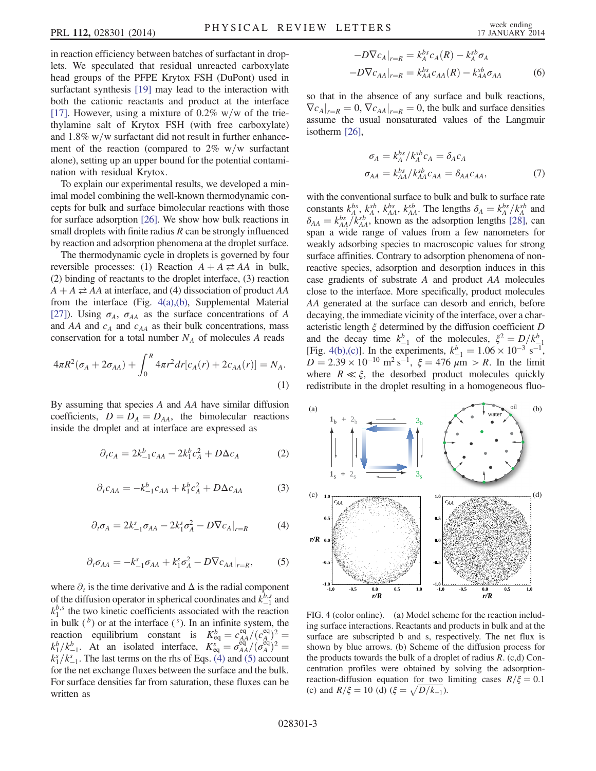in reaction efficiency between batches of surfactant in droplets. We speculated that residual unreacted carboxylate head groups of the PFPE Krytox FSH (DuPont) used in surfactant synthesis [19] may lead to the interaction with both the cationic reactants and product at the interface [17]. However, using a mixture of 0.2% w/w of the triethylamine salt of Krytox FSH (with free carboxylate) and 1.8% w/w surfactant did not result in further enhancement of the reaction (compared to 2% w/w surfactant alone), setting up an upper bound for the potential contamination with residual Krytox.

To explain our experimental results, we developed a minimal model combining the well-known thermodynamic concepts for bulk and surface bimolecular reactions with those for surface adsorption [26]. We show how bulk reactions in small droplets with finite radius $R$ can be strongly influenced by reaction and adsorption phenomena at the droplet surface.

The thermodynamic cycle in droplets is governed by four reversible processes: (1) Reaction $A + A \rightleftarrows AA$ in bulk, (2) binding of reactants to the droplet interface, (3) reaction $A + A \rightleftarrows AA$ at interface, and (4) dissociation of product $AA$ from the interface (Fig. 4(a),(b), Supplemental Material [27]). Using $\sigma_A$, $\sigma_{AA}$ as the surface concentrations of $A$ and $AA$ and $c_A$ and $c_{AA}$ as their bulk concentrations, mass conservation for a total number $N_A$ of molecules $A$ reads

$$4\pi R^2(\sigma_A + 2\sigma_{AA}) + \int_0^R 4\pi r^2 dr[c_A(r) + 2c_{AA}(r)] = N_A. \quad (1)$$

By assuming that species $A$ and $AA$ have similar diffusion coefficients, $D = D_A = D_{AA}$, the bimolecular reactions inside the droplet and at interface are expressed as

$$\partial_t c_A = 2k_{-1}^b c_{AA} - 2k_1^b c_A^2 + D\Delta c_A \quad (2)$$

$$\partial_t c_{AA} = -k_{-1}^b c_{AA} + k_1^b c_A^2 + D\Delta c_{AA} \quad (3)$$

$$\partial_t \sigma_A = 2k_{-1}^s \sigma_{AA} - 2k_1^s \sigma_A^2 - D\nabla c_A|_{r=R} \quad (4)$$

$$\partial_t \sigma_{AA} = -k_{-1}^s \sigma_{AA} + k_1^s \sigma_A^2 - D\nabla c_{AA}|_{r=R}, \quad (5)$$

where $\partial_t$ is the time derivative and $\Delta$ is the radial component of the diffusion operator in spherical coordinates and $k_{-1}^{b,s}$ and $k_1^{b,s}$ the two kinetic coefficients associated with the reaction in bulk ($^b$) or at the interface ($^s$). In an infinite system, the reaction equilibrium constant is $K_{\text{eq}}^b = c_{AA}^{\text{eq}}/(c_A^{\text{eq}})^2 = k_1^b/k_{-1}^b$. At an isolated interface, $K_{\text{eq}}^s = \sigma_{AA}^{\text{eq}}/(\sigma_A^{\text{eq}})^2 = k_1^s/k_{-1}^s$. The last terms on the rhs of Eqs. (4) and (5) account for the net exchange fluxes between the surface and the bulk. For surface densities far from saturation, these fluxes can be written as

$$-D\nabla c_A|_{r=R} = k_A^{bs} c_A(R) - k_A^{sb}\sigma_A$$
$$-D\nabla c_{AA}|_{r=R} = k_{AA}^{bs} c_{AA}(R) - k_{AA}^{sb}\sigma_{AA} \quad (6)$$

so that in the absence of any surface and bulk reactions, $\nabla c_A|_{r=R} = 0$, $\nabla c_{AA}|_{r=R} = 0$, the bulk and surface densities assume the usual nonsaturated values of the Langmuir isotherm [26],

$$\sigma_A = k_A^{bs}/k_A^{sb} c_A = \delta_A c_A$$
$$\sigma_{AA} = k_{AA}^{bs}/k_{AA}^{sb} c_{AA} = \delta_{AA} c_{AA}, \quad (7)$$

with the conventional surface to bulk and bulk to surface rate constants $k_A^{bs}$, $k_A^{sb}$, $k_{AA}^{bs}$, $k_{AA}^{sb}$. The lengths $\delta_A = k_A^{bs}/k_A^{sb}$ and $\delta_{AA} = k_{AA}^{bs}/k_{AA}^{sb}$, known as the adsorption lengths [28], can span a wide range of values from a few nanometers for weakly adsorbing species to macroscopic values for strong surface affinities. Contrary to adsorption phenomena of nonreactive species, adsorption and desorption induces in this case gradients of substrate $A$ and product $AA$ molecules close to the interface. More specifically, product molecules $AA$ generated at the surface can desorb and enrich, before decaying, the immediate vicinity of the interface, over a characteristic length $\xi$ determined by the diffusion coefficient $D$ and the decay time $k_{-1}^b$ of the molecules, $\xi^2 = D/k_{-1}^b$ [Fig. 4(b),(c)]. In the experiments, $k_{-1}^b = 1.06 \times 10^{-3}\ \text{s}^{-1}$, $D = 2.39 \times 10^{-10}\ \text{m}^2\,\text{s}^{-1}$, $\xi = 476\ \mu\text{m} > R$. In the limit where $R \ll \xi$, the desorbed product molecules quickly redistribute in the droplet resulting in a homogeneous fluo-

FIG. 4 (color online). (a) Model scheme for the reaction including surface interactions. Reactants and products in bulk and at the surface are subscripted b and s, respectively. The net flux is shown by blue arrows. (b) Scheme of the diffusion process for the products towards the bulk of a droplet of radius $R$. (c,d) Concentration profiles were obtained by solving the adsorption-reaction-diffusion equation for two limiting cases $R/\xi = 0.1$ (c) and $R/\xi = 10$ (d) ($\xi = \sqrt{D/k_{-1}}$).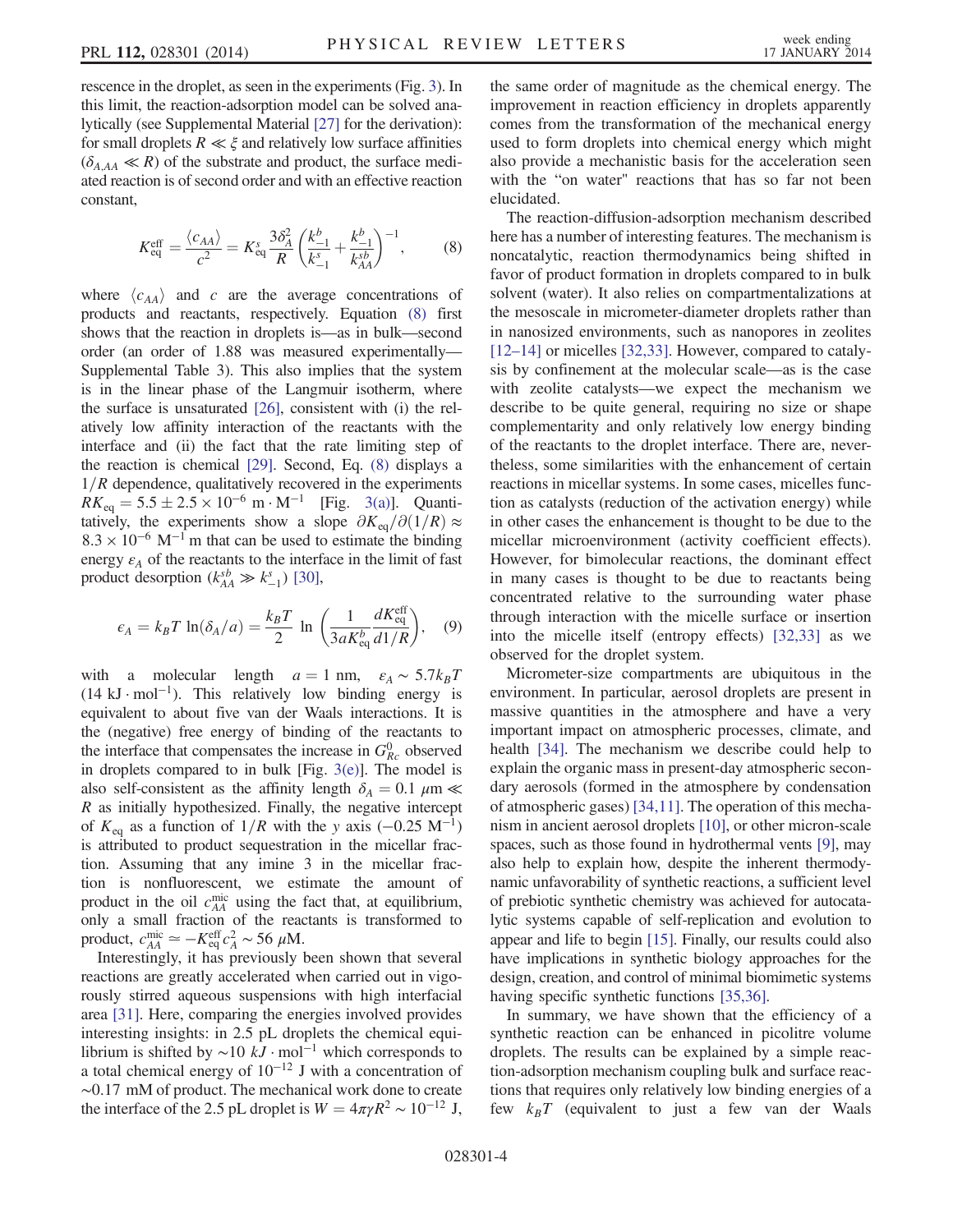rescence in the droplet, as seen in the experiments (Fig. 3). In this limit, the reaction-adsorption model can be solved analytically (see Supplemental Material [27] for the derivation): for small droplets $R \ll \xi$ and relatively low surface affinities ($\delta_{A,AA} \ll R$) of the substrate and product, the surface mediated reaction is of second order and with an effective reaction constant,

$$K_{\mathrm{eq}}^{\mathrm{eff}} = \frac{\langle c_{AA} \rangle}{c^2} = K_{\mathrm{eq}}^s \frac{3\delta_A^2}{R} \left( \frac{k_{-1}^b}{k_{-1}^s} + \frac{k_{-1}^b}{k_{AA}^{sb}} \right)^{-1}, \tag{8}$$

where $\langle c_{AA} \rangle$ and $c$ are the average concentrations of products and reactants, respectively. Equation (8) first shows that the reaction in droplets is—as in bulk—second order (an order of 1.88 was measured experimentally—Supplemental Table 3). This also implies that the system is in the linear phase of the Langmuir isotherm, where the surface is unsaturated [26], consistent with (i) the relatively low affinity interaction of the reactants with the interface and (ii) the fact that the rate limiting step of the reaction is chemical [29]. Second, Eq. (8) displays a $1/R$ dependence, qualitatively recovered in the experiments $RK_{\mathrm{eq}} = 5.5 \pm 2.5 \times 10^{-6}\ \mathrm{m \cdot M^{-1}}$ [Fig. 3(a)]. Quantitatively, the experiments show a slope $\partial K_{\mathrm{eq}}/\partial(1/R) \approx 8.3 \times 10^{-6}\ \mathrm{M^{-1}\ m}$ that can be used to estimate the binding energy $\epsilon_A$ of the reactants to the interface in the limit of fast product desorption ($k_{AA}^{sb} \gg k_{-1}^s$) [30],

$$\epsilon_A = k_B T \ln(\delta_A/a) = \frac{k_B T}{2} \ln \left( \frac{1}{3aK_{\mathrm{eq}}^b} \frac{dK_{\mathrm{eq}}^{\mathrm{eff}}}{d1/R} \right), \tag{9}$$

with a molecular length $a = 1$ nm, $\epsilon_A \sim 5.7 k_B T$ ($14\ \mathrm{kJ \cdot mol^{-1}}$). This relatively low binding energy is equivalent to about five van der Waals interactions. It is the (negative) free energy of binding of the reactants to the interface that compensates the increase in $G_{Rc}^0$ observed in droplets compared to in bulk [Fig. 3(e)]. The model is also self-consistent as the affinity length $\delta_A = 0.1\ \mu\mathrm{m} \ll R$ as initially hypothesized. Finally, the negative intercept of $K_{\mathrm{eq}}$ as a function of $1/R$ with the $y$ axis ($-0.25\ \mathrm{M^{-1}}$) is attributed to product sequestration in the micellar fraction. Assuming that any imine 3 in the micellar fraction is nonfluorescent, we estimate the amount of product in the oil $c_{AA}^{\mathrm{mic}}$ using the fact that, at equilibrium, only a small fraction of the reactants is transformed to product, $c_{AA}^{\mathrm{mic}} \simeq -K_{\mathrm{eq}}^{\mathrm{eff}} c_A^2 \sim 56\ \mu\mathrm{M}$.

Interestingly, it has previously been shown that several reactions are greatly accelerated when carried out in vigorously stirred aqueous suspensions with high interfacial area [31]. Here, comparing the energies involved provides interesting insights: in 2.5 pL droplets the chemical equilibrium is shifted by $\sim 10\ kJ \cdot \mathrm{mol}^{-1}$ which corresponds to a total chemical energy of $10^{-12}$ J with a concentration of $\sim 0.17$ mM of product. The mechanical work done to create the interface of the 2.5 pL droplet is $W = 4\pi\gamma R^2 \sim 10^{-12}$ J, the same order of magnitude as the chemical energy. The improvement in reaction efficiency in droplets apparently comes from the transformation of the mechanical energy used to form droplets into chemical energy which might also provide a mechanistic basis for the acceleration seen with the "on water" reactions that has so far not been elucidated.

The reaction-diffusion-adsorption mechanism described here has a number of interesting features. The mechanism is noncatalytic, reaction thermodynamics being shifted in favor of product formation in droplets compared to in bulk solvent (water). It also relies on compartmentalizations at the mesoscale in micrometer-diameter droplets rather than in nanosized environments, such as nanopores in zeolites [12–14] or micelles [32,33]. However, compared to catalysis by confinement at the molecular scale—as is the case with zeolite catalysts—we expect the mechanism we describe to be quite general, requiring no size or shape complementarity and only relatively low energy binding of the reactants to the droplet interface. There are, nevertheless, some similarities with the enhancement of certain reactions in micellar systems. In some cases, micelles function as catalysts (reduction of the activation energy) while in other cases the enhancement is thought to be due to the micellar microenvironment (activity coefficient effects). However, for bimolecular reactions, the dominant effect in many cases is thought to be due to reactants being concentrated relative to the surrounding water phase through interaction with the micelle surface or insertion into the micelle itself (entropy effects) [32,33] as we observed for the droplet system.

Micrometer-size compartments are ubiquitous in the environment. In particular, aerosol droplets are present in massive quantities in the atmosphere and have a very important impact on atmospheric processes, climate, and health [34]. The mechanism we describe could help to explain the organic mass in present-day atmospheric secondary aerosols (formed in the atmosphere by condensation of atmospheric gases) [34,11]. The operation of this mechanism in ancient aerosol droplets [10], or other micron-scale spaces, such as those found in hydrothermal vents [9], may also help to explain how, despite the inherent thermodynamic unfavorability of synthetic reactions, a sufficient level of prebiotic synthetic chemistry was achieved for autocatalytic systems capable of self-replication and evolution to appear and life to begin [15]. Finally, our results could also have implications in synthetic biology approaches for the design, creation, and control of minimal biomimetic systems having specific synthetic functions [35,36].

In summary, we have shown that the efficiency of a synthetic reaction can be enhanced in picolitre volume droplets. The results can be explained by a simple reaction-adsorption mechanism coupling bulk and surface reactions that requires only relatively low binding energies of a few $k_B T$ (equivalent to just a few van der Waals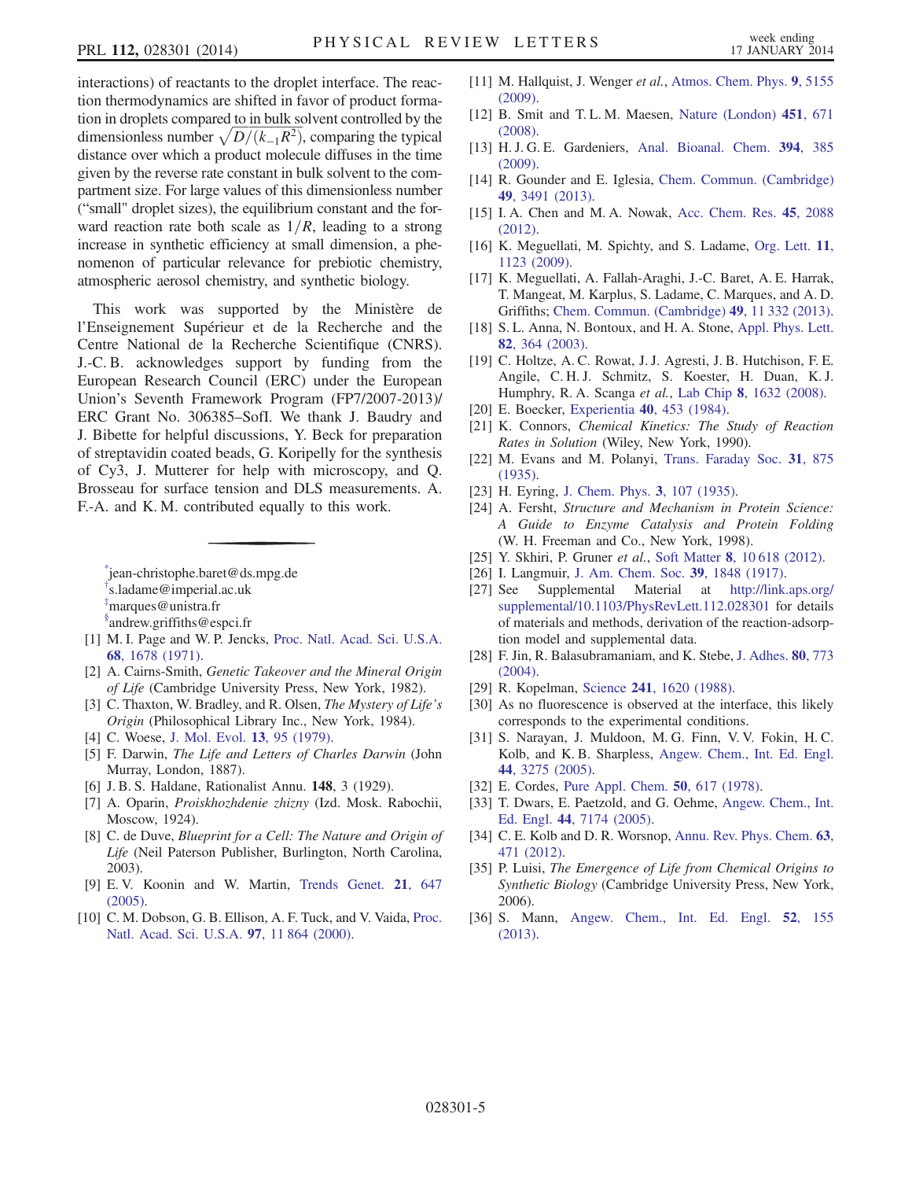interactions) of reactants to the droplet interface. The reaction thermodynamics are shifted in favor of product formation in droplets compared to in bulk solvent controlled by the dimensionless number $\sqrt{D/(k_{-1}R^2)}$, comparing the typical distance over which a product molecule diffuses in the time given by the reverse rate constant in bulk solvent to the compartment size. For large values of this dimensionless number ("small" droplet sizes), the equilibrium constant and the forward reaction rate both scale as $1/R$, leading to a strong increase in synthetic efficiency at small dimension, a phenomenon of particular relevance for prebiotic chemistry, atmospheric aerosol chemistry, and synthetic biology.

This work was supported by the Ministère de l'Enseignement Supérieur et de la Recherche and the Centre National de la Recherche Scientifique (CNRS). J.-C. B. acknowledges support by funding from the European Research Council (ERC) under the European Union's Seventh Framework Program (FP7/2007-2013)/ERC Grant No. 306385–SofI. We thank J. Baudry and J. Bibette for helpful discussions, Y. Beck for preparation of streptavidin coated beads, G. Koripelly for the synthesis of Cy3, J. Mutterer for help with microscopy, and Q. Brosseau for surface tension and DLS measurements. A. F.-A. and K. M. contributed equally to this work.

---

[*] jean-christophe.baret@ds.mpg.de
[†] s.ladame@imperial.ac.uk
[‡] marques@unistra.fr
[§] andrew.griffiths@espci.fr

[1] M. I. Page and W. P. Jencks, Proc. Natl. Acad. Sci. U.S.A. **68**, 1678 (1971).
[2] A. Cairns-Smith, *Genetic Takeover and the Mineral Origin of Life* (Cambridge University Press, New York, 1982).
[3] C. Thaxton, W. Bradley, and R. Olsen, *The Mystery of Life's Origin* (Philosophical Library Inc., New York, 1984).
[4] C. Woese, J. Mol. Evol. **13**, 95 (1979).
[5] F. Darwin, *The Life and Letters of Charles Darwin* (John Murray, London, 1887).
[6] J. B. S. Haldane, Rationalist Annu. **148**, 3 (1929).
[7] A. Oparin, *Proiskhozhdenie zhizny* (Izd. Mosk. Rabochii, Moscow, 1924).
[8] C. de Duve, *Blueprint for a Cell: The Nature and Origin of Life* (Neil Paterson Publisher, Burlington, North Carolina, 2003).
[9] E. V. Koonin and W. Martin, Trends Genet. **21**, 647 (2005).
[10] C. M. Dobson, G. B. Ellison, A. F. Tuck, and V. Vaida, Proc. Natl. Acad. Sci. U.S.A. **97**, 11 864 (2000).
[11] M. Hallquist, J. Wenger *et al.*, Atmos. Chem. Phys. **9**, 5155 (2009).
[12] B. Smit and T. L. M. Maesen, Nature (London) **451**, 671 (2008).
[13] H. J. G. E. Gardeniers, Anal. Bioanal. Chem. **394**, 385 (2009).
[14] R. Gounder and E. Iglesia, Chem. Commun. (Cambridge) **49**, 3491 (2013).
[15] I. A. Chen and M. A. Nowak, Acc. Chem. Res. **45**, 2088 (2012).
[16] K. Meguellati, M. Spichty, and S. Ladame, Org. Lett. **11**, 1123 (2009).
[17] K. Meguellati, A. Fallah-Araghi, J.-C. Baret, A. E. Harrak, T. Mangeat, M. Karplus, S. Ladame, C. Marques, and A. D. Griffiths; Chem. Commun. (Cambridge) **49**, 11 332 (2013).
[18] S. L. Anna, N. Bontoux, and H. A. Stone, Appl. Phys. Lett. **82**, 364 (2003).
[19] C. Holtze, A. C. Rowat, J. J. Agresti, J. B. Hutchison, F. E. Angile, C. H. J. Schmitz, S. Koester, H. Duan, K. J. Humphry, R. A. Scanga *et al.*, Lab Chip **8**, 1632 (2008).
[20] E. Boecker, Experientia **40**, 453 (1984).
[21] K. Connors, *Chemical Kinetics: The Study of Reaction Rates in Solution* (Wiley, New York, 1990).
[22] M. Evans and M. Polanyi, Trans. Faraday Soc. **31**, 875 (1935).
[23] H. Eyring, J. Chem. Phys. **3**, 107 (1935).
[24] A. Fersht, *Structure and Mechanism in Protein Science: A Guide to Enzyme Catalysis and Protein Folding* (W. H. Freeman and Co., New York, 1998).
[25] Y. Skhiri, P. Gruner *et al.*, Soft Matter **8**, 10 618 (2012).
[26] I. Langmuir, J. Am. Chem. Soc. **39**, 1848 (1917).
[27] See Supplemental Material at http://link.aps.org/supplemental/10.1103/PhysRevLett.112.028301 for details of materials and methods, derivation of the reaction-adsorption model and supplemental data.
[28] F. Jin, R. Balasubramaniam, and K. Stebe, J. Adhes. **80**, 773 (2004).
[29] R. Kopelman, Science **241**, 1620 (1988).
[30] As no fluorescence is observed at the interface, this likely corresponds to the experimental conditions.
[31] S. Narayan, J. Muldoon, M. G. Finn, V. V. Fokin, H. C. Kolb, and K. B. Sharpless, Angew. Chem., Int. Ed. Engl. **44**, 3275 (2005).
[32] E. Cordes, Pure Appl. Chem. **50**, 617 (1978).
[33] T. Dwars, E. Paetzold, and G. Oehme, Angew. Chem., Int. Ed. Engl. **44**, 7174 (2005).
[34] C. E. Kolb and D. R. Worsnop, Annu. Rev. Phys. Chem. **63**, 471 (2012).
[35] P. Luisi, *The Emergence of Life from Chemical Origins to Synthetic Biology* (Cambridge University Press, New York, 2006).
[36] S. Mann, Angew. Chem., Int. Ed. Engl. **52**, 155 (2013).